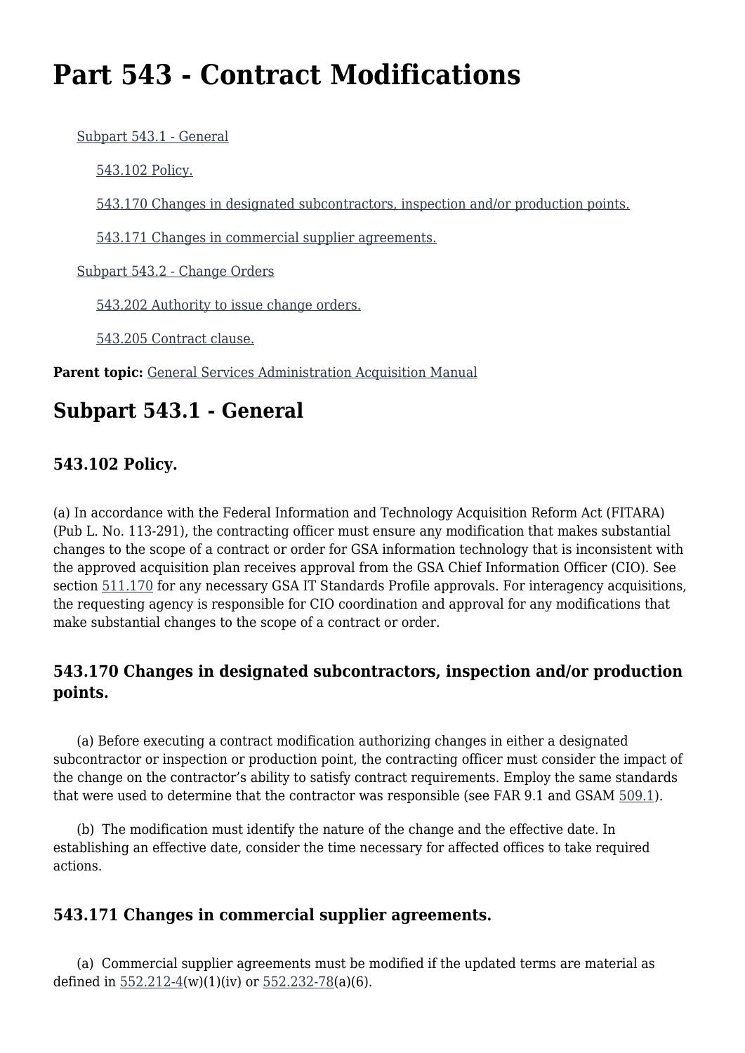# Part 543 - Contract Modifications

- [Subpart 543.1 - General]
  - [543.102 Policy.]
  - [543.170 Changes in designated subcontractors, inspection and/or production points.]
  - [543.171 Changes in commercial supplier agreements.]
- [Subpart 543.2 - Change Orders]
  - [543.202 Authority to issue change orders.]
  - [543.205 Contract clause.]

**Parent topic:** General Services Administration Acquisition Manual

## Subpart 543.1 - General

### 543.102 Policy.

(a) In accordance with the Federal Information and Technology Acquisition Reform Act (FITARA) (Pub L. No. 113-291), the contracting officer must ensure any modification that makes substantial changes to the scope of a contract or order for GSA information technology that is inconsistent with the approved acquisition plan receives approval from the GSA Chief Information Officer (CIO). See section 511.170 for any necessary GSA IT Standards Profile approvals. For interagency acquisitions, the requesting agency is responsible for CIO coordination and approval for any modifications that make substantial changes to the scope of a contract or order.

### 543.170 Changes in designated subcontractors, inspection and/or production points.

(a) Before executing a contract modification authorizing changes in either a designated subcontractor or inspection or production point, the contracting officer must consider the impact of the change on the contractor's ability to satisfy contract requirements. Employ the same standards that were used to determine that the contractor was responsible (see FAR 9.1 and GSAM 509.1).

(b) The modification must identify the nature of the change and the effective date. In establishing an effective date, consider the time necessary for affected offices to take required actions.

### 543.171 Changes in commercial supplier agreements.

(a) Commercial supplier agreements must be modified if the updated terms are material as defined in 552.212-4(w)(1)(iv) or 552.232-78(a)(6).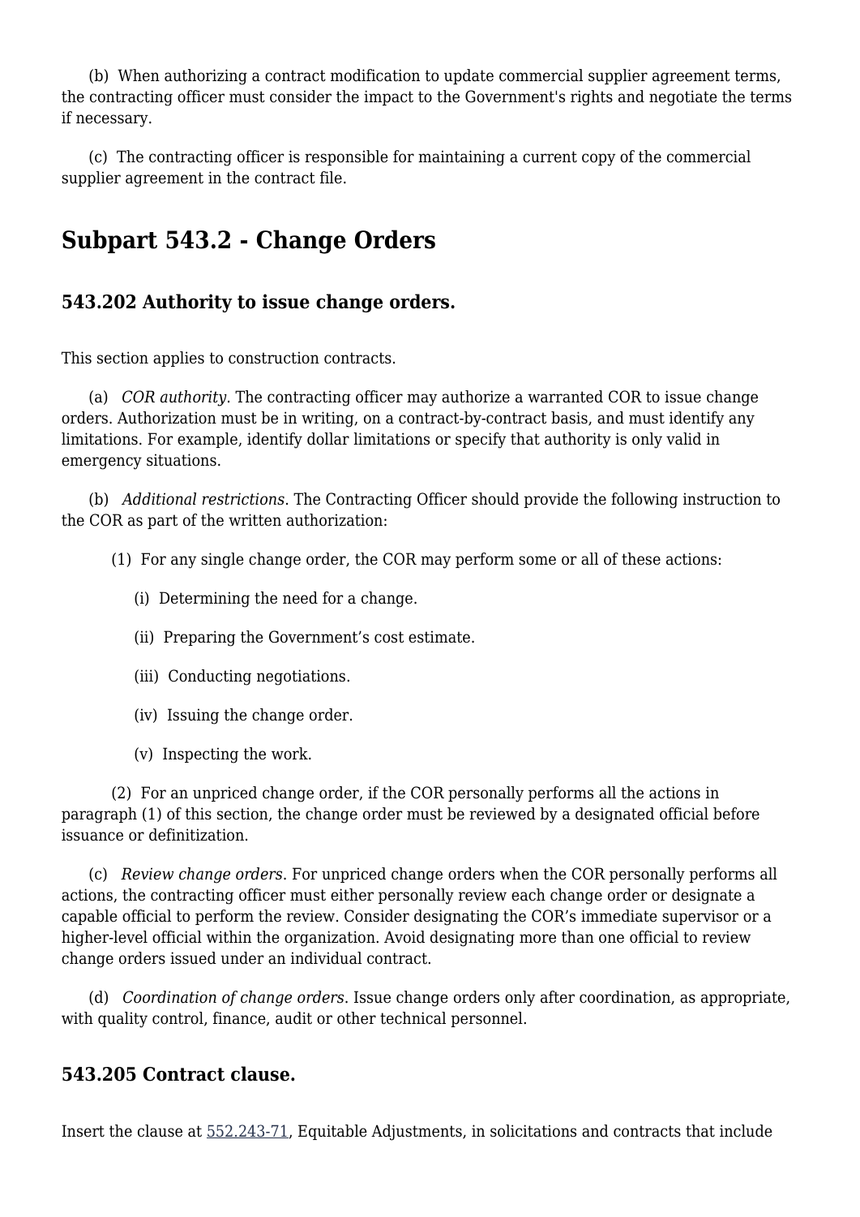(b) When authorizing a contract modification to update commercial supplier agreement terms, the contracting officer must consider the impact to the Government's rights and negotiate the terms if necessary.

(c) The contracting officer is responsible for maintaining a current copy of the commercial supplier agreement in the contract file.

## Subpart 543.2 - Change Orders

### 543.202 Authority to issue change orders.

This section applies to construction contracts.

(a) *COR authority*. The contracting officer may authorize a warranted COR to issue change orders. Authorization must be in writing, on a contract-by-contract basis, and must identify any limitations. For example, identify dollar limitations or specify that authority is only valid in emergency situations.

(b) *Additional restrictions*. The Contracting Officer should provide the following instruction to the COR as part of the written authorization:

(1) For any single change order, the COR may perform some or all of these actions:

(i) Determining the need for a change.

(ii) Preparing the Government's cost estimate.

(iii) Conducting negotiations.

(iv) Issuing the change order.

(v) Inspecting the work.

(2) For an unpriced change order, if the COR personally performs all the actions in paragraph (1) of this section, the change order must be reviewed by a designated official before issuance or definitization.

(c) *Review change orders*. For unpriced change orders when the COR personally performs all actions, the contracting officer must either personally review each change order or designate a capable official to perform the review. Consider designating the COR's immediate supervisor or a higher-level official within the organization. Avoid designating more than one official to review change orders issued under an individual contract.

(d) *Coordination of change orders*. Issue change orders only after coordination, as appropriate, with quality control, finance, audit or other technical personnel.

### 543.205 Contract clause.

Insert the clause at 552.243-71, Equitable Adjustments, in solicitations and contracts that include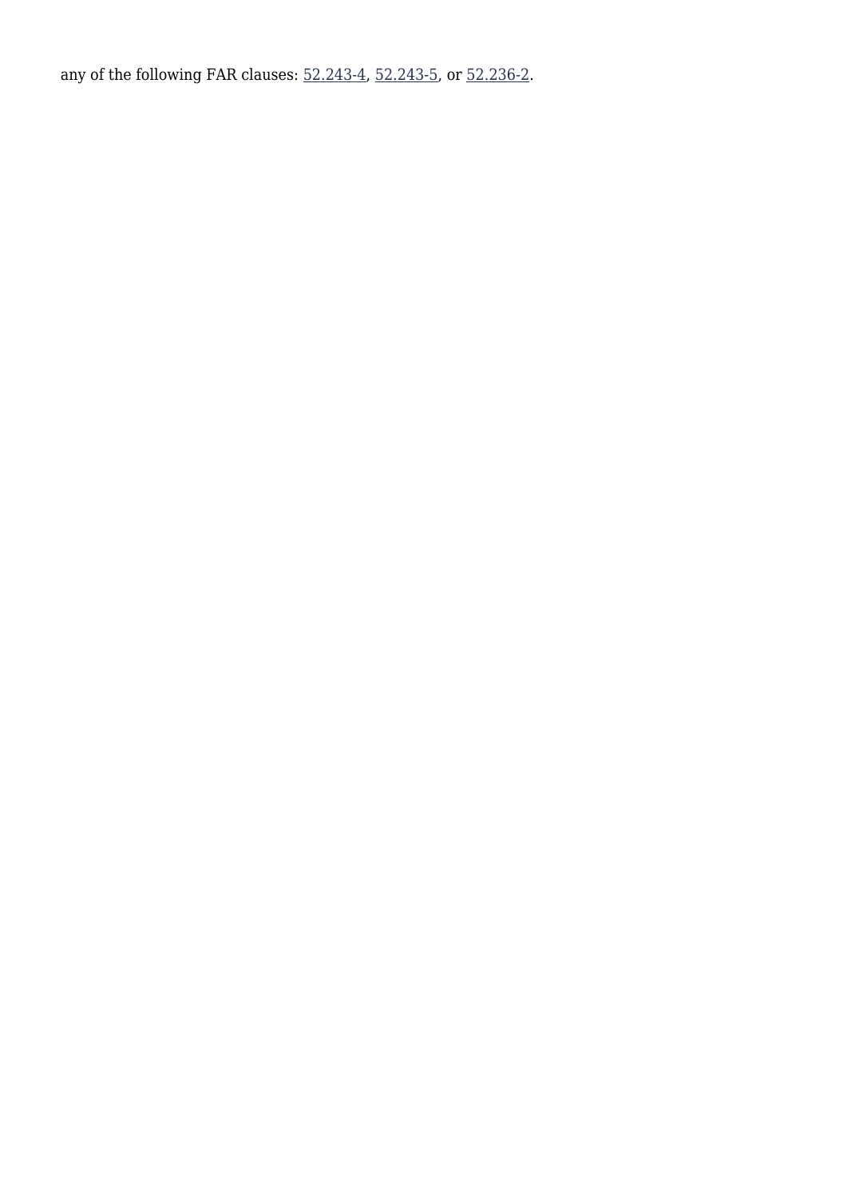any of the following FAR clauses: 52.243-4, 52.243-5, or 52.236-2.